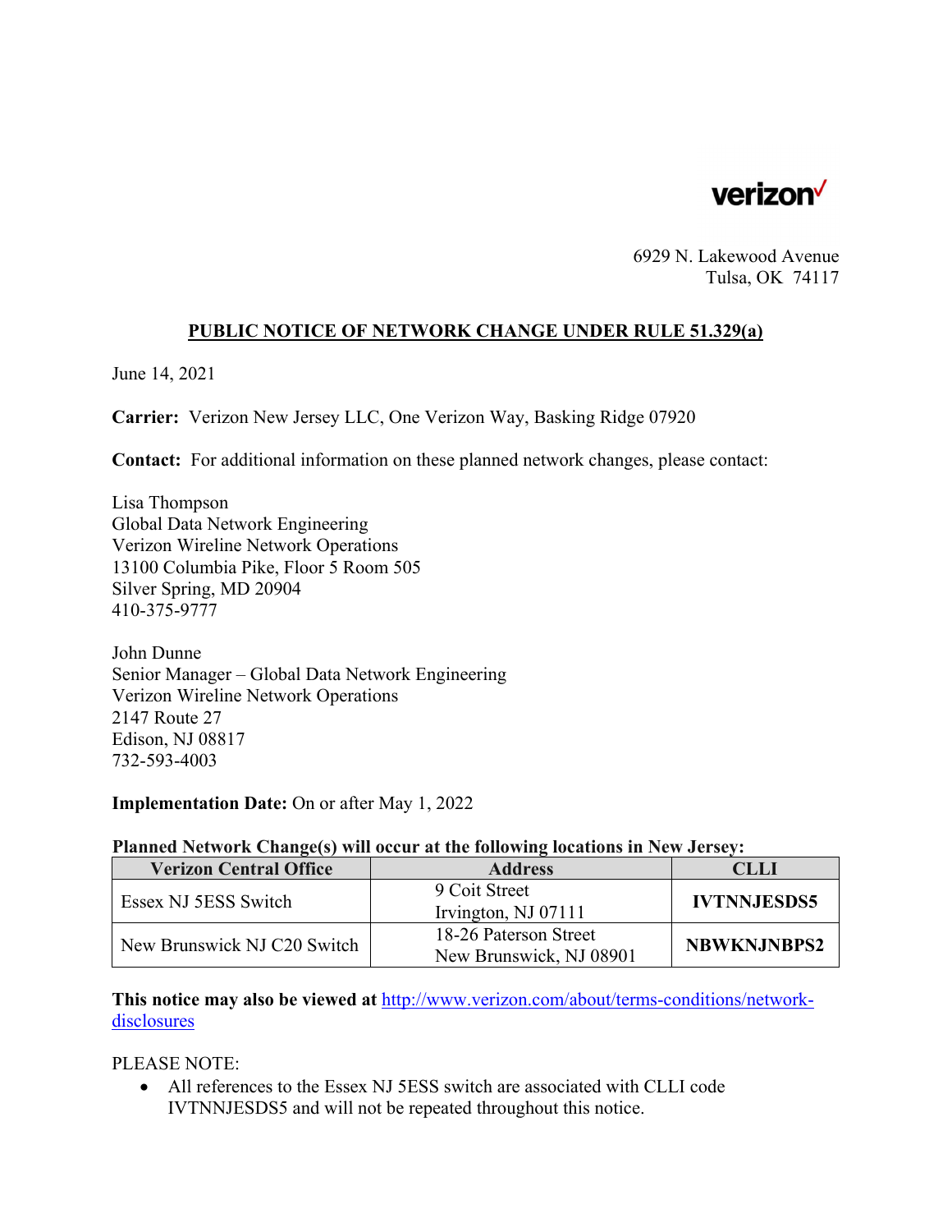verizon

6929 N. Lakewood Avenue
Tulsa, OK 74117

## PUBLIC NOTICE OF NETWORK CHANGE UNDER RULE 51.329(a)

June 14, 2021

**Carrier:** Verizon New Jersey LLC, One Verizon Way, Basking Ridge 07920

**Contact:** For additional information on these planned network changes, please contact:

Lisa Thompson
Global Data Network Engineering
Verizon Wireline Network Operations
13100 Columbia Pike, Floor 5 Room 505
Silver Spring, MD 20904
410-375-9777

John Dunne
Senior Manager – Global Data Network Engineering
Verizon Wireline Network Operations
2147 Route 27
Edison, NJ 08817
732-593-4003

**Implementation Date:** On or after May 1, 2022

**Planned Network Change(s) will occur at the following locations in New Jersey:**

| Verizon Central Office | Address | CLLI |
|---|---|---|
| Essex NJ 5ESS Switch | 9 Coit Street Irvington, NJ 07111 | **IVTNNJESDS5** |
| New Brunswick NJ C20 Switch | 18-26 Paterson Street New Brunswick, NJ 08901 | **NBWKNJNBPS2** |

**This notice may also be viewed at** http://www.verizon.com/about/terms-conditions/network-disclosures

PLEASE NOTE:

- All references to the Essex NJ 5ESS switch are associated with CLLI code IVTNNJESDS5 and will not be repeated throughout this notice.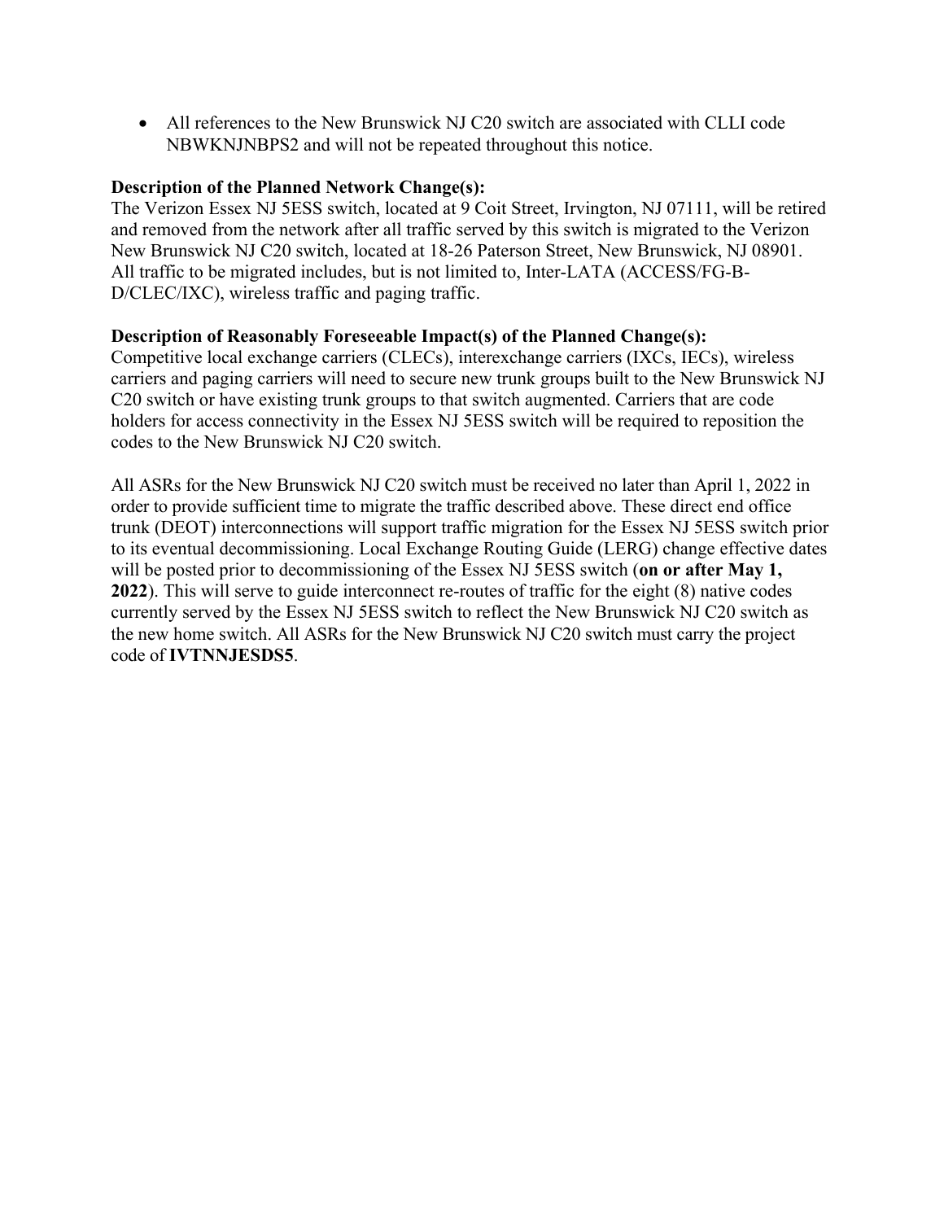- All references to the New Brunswick NJ C20 switch are associated with CLLI code NBWKNJNBPS2 and will not be repeated throughout this notice.

**Description of the Planned Network Change(s):**
The Verizon Essex NJ 5ESS switch, located at 9 Coit Street, Irvington, NJ 07111, will be retired and removed from the network after all traffic served by this switch is migrated to the Verizon New Brunswick NJ C20 switch, located at 18-26 Paterson Street, New Brunswick, NJ 08901. All traffic to be migrated includes, but is not limited to, Inter-LATA (ACCESS/FG-B-D/CLEC/IXC), wireless traffic and paging traffic.

**Description of Reasonably Foreseeable Impact(s) of the Planned Change(s):**
Competitive local exchange carriers (CLECs), interexchange carriers (IXCs, IECs), wireless carriers and paging carriers will need to secure new trunk groups built to the New Brunswick NJ C20 switch or have existing trunk groups to that switch augmented. Carriers that are code holders for access connectivity in the Essex NJ 5ESS switch will be required to reposition the codes to the New Brunswick NJ C20 switch.

All ASRs for the New Brunswick NJ C20 switch must be received no later than April 1, 2022 in order to provide sufficient time to migrate the traffic described above. These direct end office trunk (DEOT) interconnections will support traffic migration for the Essex NJ 5ESS switch prior to its eventual decommissioning. Local Exchange Routing Guide (LERG) change effective dates will be posted prior to decommissioning of the Essex NJ 5ESS switch (**on or after May 1, 2022**). This will serve to guide interconnect re-routes of traffic for the eight (8) native codes currently served by the Essex NJ 5ESS switch to reflect the New Brunswick NJ C20 switch as the new home switch. All ASRs for the New Brunswick NJ C20 switch must carry the project code of **IVTNNJESDS5**.